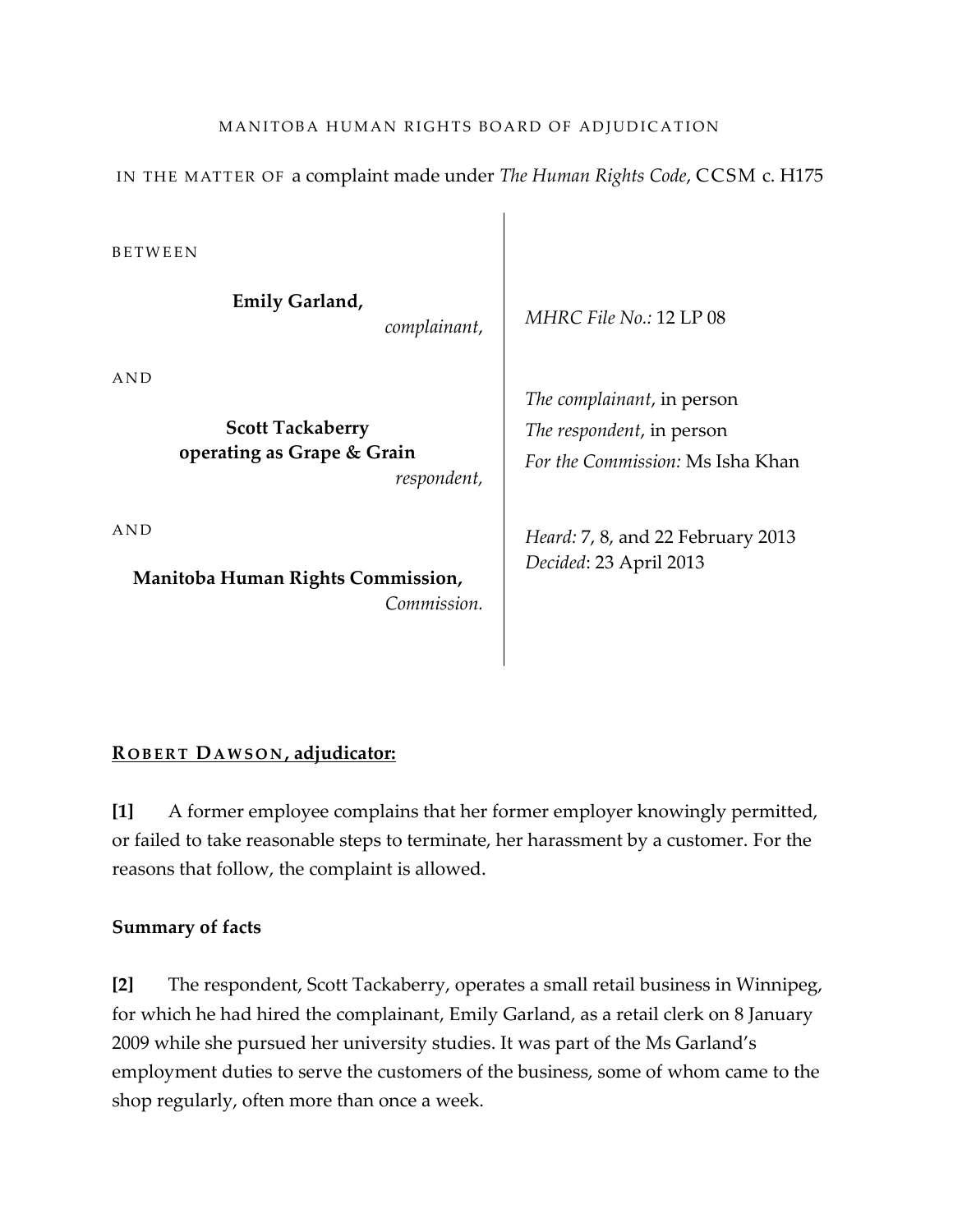MANITOBA HUMAN RIGHTS BOARD OF ADJUDICATION

IN THE MATTER OF a complaint made under *The Human Rights Code*, CCSM c. H175

BETWEEN

**Emily Garland,**
*complainant,*

AND

**Scott Tackaberry operating as Grape & Grain**
*respondent,*

AND

**Manitoba Human Rights Commission,**
*Commission.*

*MHRC File No.:* 12 LP 08

*The complainant*, in person
*The respondent*, in person
*For the Commission:* Ms Isha Khan

*Heard:* 7, 8, and 22 February 2013
*Decided*: 23 April 2013

**ROBERT DAWSON, adjudicator:**

**[1]** A former employee complains that her former employer knowingly permitted, or failed to take reasonable steps to terminate, her harassment by a customer. For the reasons that follow, the complaint is allowed.

**Summary of facts**

**[2]** The respondent, Scott Tackaberry, operates a small retail business in Winnipeg, for which he had hired the complainant, Emily Garland, as a retail clerk on 8 January 2009 while she pursued her university studies. It was part of the Ms Garland's employment duties to serve the customers of the business, some of whom came to the shop regularly, often more than once a week.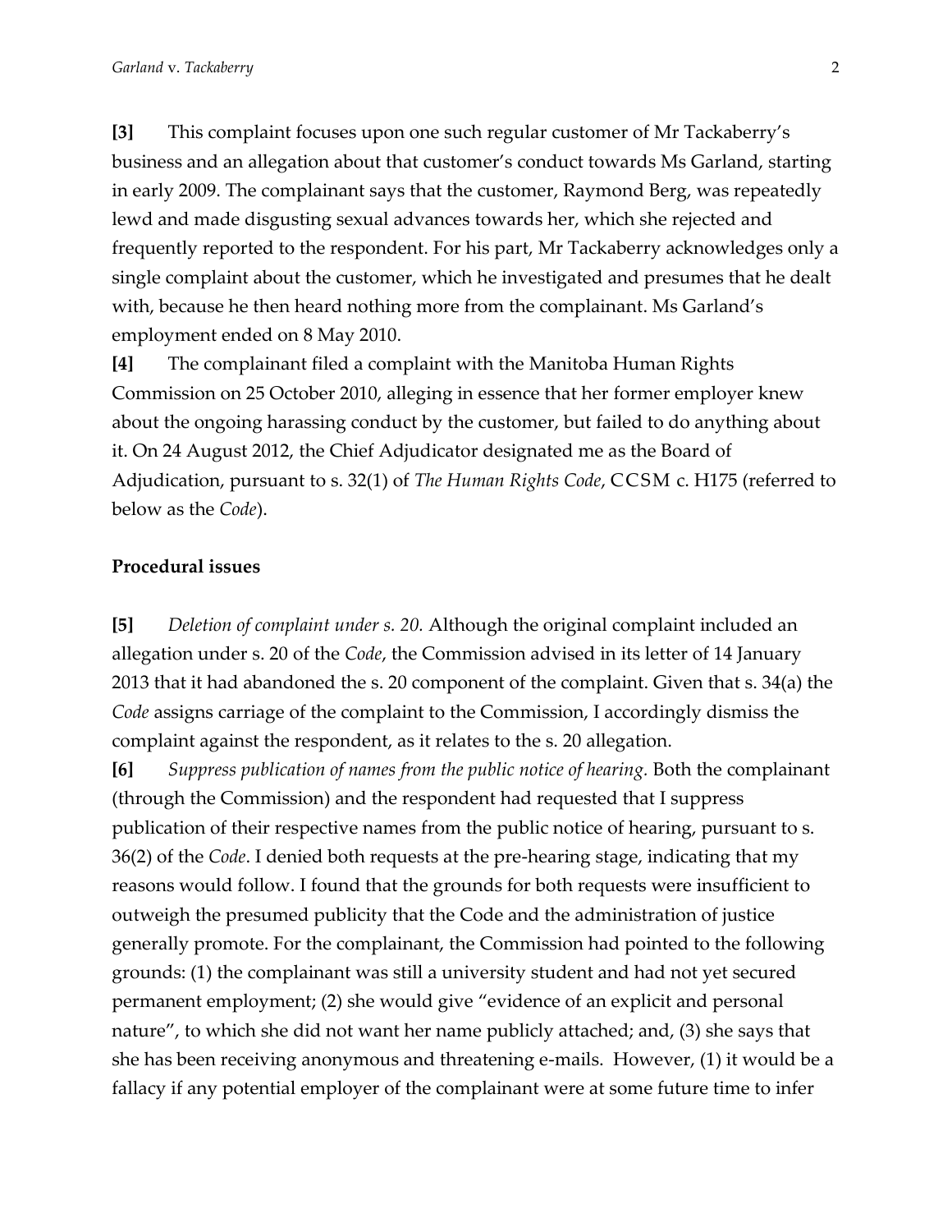**[3]** This complaint focuses upon one such regular customer of Mr Tackaberry's business and an allegation about that customer's conduct towards Ms Garland, starting in early 2009. The complainant says that the customer, Raymond Berg, was repeatedly lewd and made disgusting sexual advances towards her, which she rejected and frequently reported to the respondent. For his part, Mr Tackaberry acknowledges only a single complaint about the customer, which he investigated and presumes that he dealt with, because he then heard nothing more from the complainant. Ms Garland's employment ended on 8 May 2010.

**[4]** The complainant filed a complaint with the Manitoba Human Rights Commission on 25 October 2010, alleging in essence that her former employer knew about the ongoing harassing conduct by the customer, but failed to do anything about it. On 24 August 2012, the Chief Adjudicator designated me as the Board of Adjudication, pursuant to s. 32(1) of *The Human Rights Code*, CCSM c. H175 (referred to below as the *Code*).

## Procedural issues

**[5]** *Deletion of complaint under s. 20.* Although the original complaint included an allegation under s. 20 of the *Code*, the Commission advised in its letter of 14 January 2013 that it had abandoned the s. 20 component of the complaint. Given that s. 34(a) the *Code* assigns carriage of the complaint to the Commission, I accordingly dismiss the complaint against the respondent, as it relates to the s. 20 allegation.

**[6]** *Suppress publication of names from the public notice of hearing.* Both the complainant (through the Commission) and the respondent had requested that I suppress publication of their respective names from the public notice of hearing, pursuant to s. 36(2) of the *Code*. I denied both requests at the pre-hearing stage, indicating that my reasons would follow. I found that the grounds for both requests were insufficient to outweigh the presumed publicity that the Code and the administration of justice generally promote. For the complainant, the Commission had pointed to the following grounds: (1) the complainant was still a university student and had not yet secured permanent employment; (2) she would give "evidence of an explicit and personal nature", to which she did not want her name publicly attached; and, (3) she says that she has been receiving anonymous and threatening e-mails. However, (1) it would be a fallacy if any potential employer of the complainant were at some future time to infer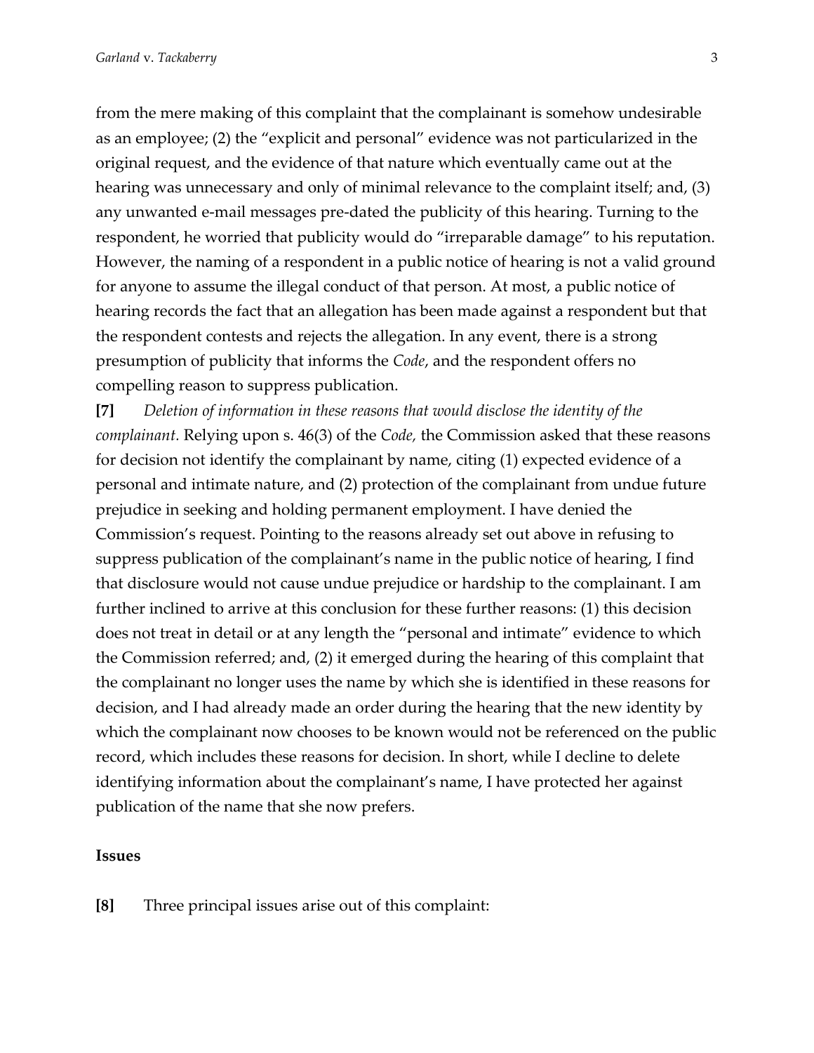from the mere making of this complaint that the complainant is somehow undesirable as an employee; (2) the "explicit and personal" evidence was not particularized in the original request, and the evidence of that nature which eventually came out at the hearing was unnecessary and only of minimal relevance to the complaint itself; and, (3) any unwanted e-mail messages pre-dated the publicity of this hearing. Turning to the respondent, he worried that publicity would do "irreparable damage" to his reputation. However, the naming of a respondent in a public notice of hearing is not a valid ground for anyone to assume the illegal conduct of that person. At most, a public notice of hearing records the fact that an allegation has been made against a respondent but that the respondent contests and rejects the allegation. In any event, there is a strong presumption of publicity that informs the *Code*, and the respondent offers no compelling reason to suppress publication.

**[7]** *Deletion of information in these reasons that would disclose the identity of the complainant.* Relying upon s. 46(3) of the *Code,* the Commission asked that these reasons for decision not identify the complainant by name, citing (1) expected evidence of a personal and intimate nature, and (2) protection of the complainant from undue future prejudice in seeking and holding permanent employment. I have denied the Commission's request. Pointing to the reasons already set out above in refusing to suppress publication of the complainant's name in the public notice of hearing, I find that disclosure would not cause undue prejudice or hardship to the complainant. I am further inclined to arrive at this conclusion for these further reasons: (1) this decision does not treat in detail or at any length the "personal and intimate" evidence to which the Commission referred; and, (2) it emerged during the hearing of this complaint that the complainant no longer uses the name by which she is identified in these reasons for decision, and I had already made an order during the hearing that the new identity by which the complainant now chooses to be known would not be referenced on the public record, which includes these reasons for decision. In short, while I decline to delete identifying information about the complainant's name, I have protected her against publication of the name that she now prefers.

## Issues

**[8]** Three principal issues arise out of this complaint: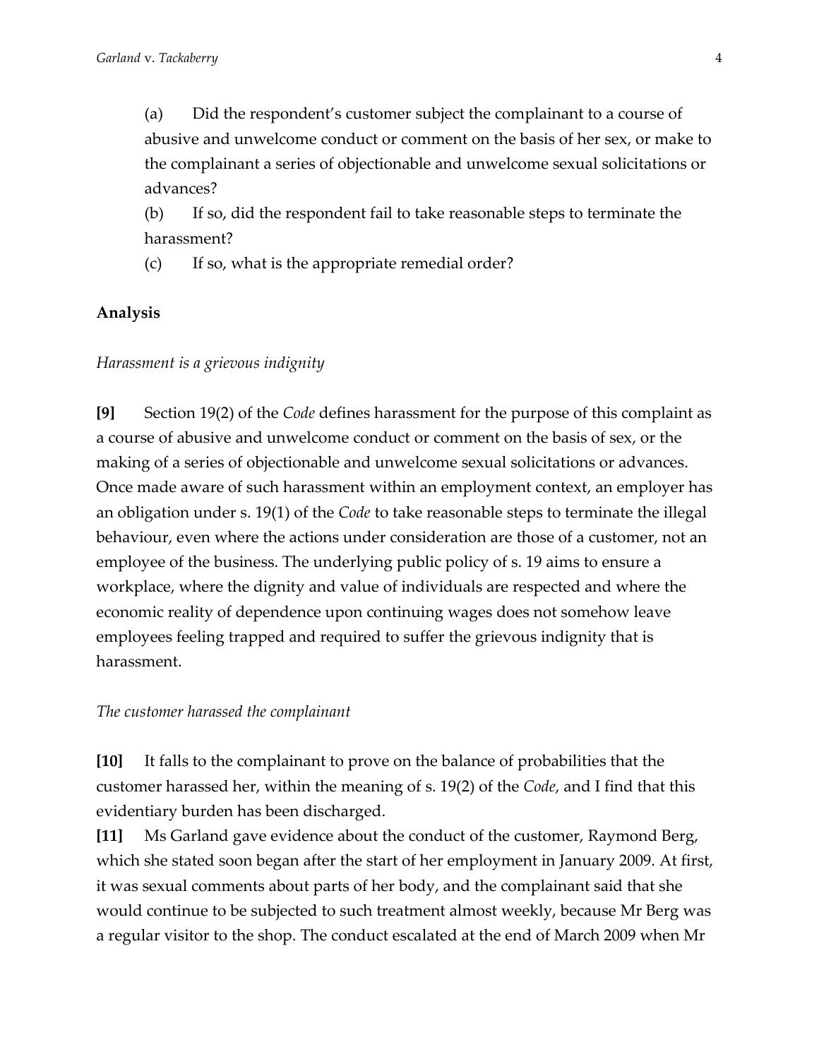(a) Did the respondent's customer subject the complainant to a course of abusive and unwelcome conduct or comment on the basis of her sex, or make to the complainant a series of objectionable and unwelcome sexual solicitations or advances?

(b) If so, did the respondent fail to take reasonable steps to terminate the harassment?

(c) If so, what is the appropriate remedial order?

**Analysis**

*Harassment is a grievous indignity*

**[9]** Section 19(2) of the *Code* defines harassment for the purpose of this complaint as a course of abusive and unwelcome conduct or comment on the basis of sex, or the making of a series of objectionable and unwelcome sexual solicitations or advances. Once made aware of such harassment within an employment context, an employer has an obligation under s. 19(1) of the *Code* to take reasonable steps to terminate the illegal behaviour, even where the actions under consideration are those of a customer, not an employee of the business. The underlying public policy of s. 19 aims to ensure a workplace, where the dignity and value of individuals are respected and where the economic reality of dependence upon continuing wages does not somehow leave employees feeling trapped and required to suffer the grievous indignity that is harassment.

*The customer harassed the complainant*

**[10]** It falls to the complainant to prove on the balance of probabilities that the customer harassed her, within the meaning of s. 19(2) of the *Code*, and I find that this evidentiary burden has been discharged.

**[11]** Ms Garland gave evidence about the conduct of the customer, Raymond Berg, which she stated soon began after the start of her employment in January 2009. At first, it was sexual comments about parts of her body, and the complainant said that she would continue to be subjected to such treatment almost weekly, because Mr Berg was a regular visitor to the shop. The conduct escalated at the end of March 2009 when Mr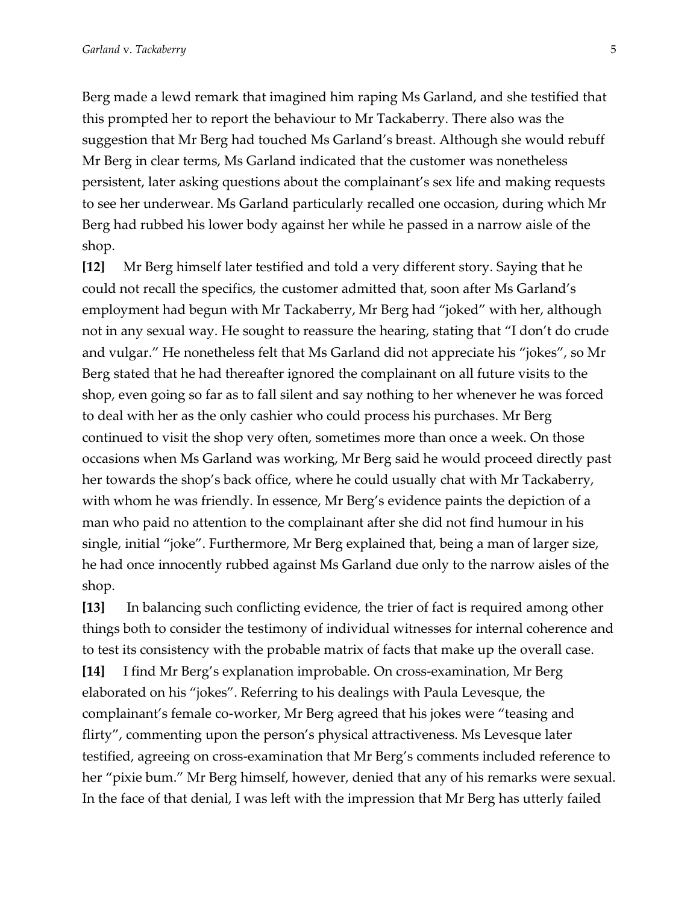Berg made a lewd remark that imagined him raping Ms Garland, and she testified that this prompted her to report the behaviour to Mr Tackaberry. There also was the suggestion that Mr Berg had touched Ms Garland's breast. Although she would rebuff Mr Berg in clear terms, Ms Garland indicated that the customer was nonetheless persistent, later asking questions about the complainant's sex life and making requests to see her underwear. Ms Garland particularly recalled one occasion, during which Mr Berg had rubbed his lower body against her while he passed in a narrow aisle of the shop.

**[12]** Mr Berg himself later testified and told a very different story. Saying that he could not recall the specifics, the customer admitted that, soon after Ms Garland's employment had begun with Mr Tackaberry, Mr Berg had "joked" with her, although not in any sexual way. He sought to reassure the hearing, stating that "I don't do crude and vulgar." He nonetheless felt that Ms Garland did not appreciate his "jokes", so Mr Berg stated that he had thereafter ignored the complainant on all future visits to the shop, even going so far as to fall silent and say nothing to her whenever he was forced to deal with her as the only cashier who could process his purchases. Mr Berg continued to visit the shop very often, sometimes more than once a week. On those occasions when Ms Garland was working, Mr Berg said he would proceed directly past her towards the shop's back office, where he could usually chat with Mr Tackaberry, with whom he was friendly. In essence, Mr Berg's evidence paints the depiction of a man who paid no attention to the complainant after she did not find humour in his single, initial "joke". Furthermore, Mr Berg explained that, being a man of larger size, he had once innocently rubbed against Ms Garland due only to the narrow aisles of the shop.

**[13]** In balancing such conflicting evidence, the trier of fact is required among other things both to consider the testimony of individual witnesses for internal coherence and to test its consistency with the probable matrix of facts that make up the overall case.

**[14]** I find Mr Berg's explanation improbable. On cross-examination, Mr Berg elaborated on his "jokes". Referring to his dealings with Paula Levesque, the complainant's female co-worker, Mr Berg agreed that his jokes were "teasing and flirty", commenting upon the person's physical attractiveness. Ms Levesque later testified, agreeing on cross-examination that Mr Berg's comments included reference to her "pixie bum." Mr Berg himself, however, denied that any of his remarks were sexual. In the face of that denial, I was left with the impression that Mr Berg has utterly failed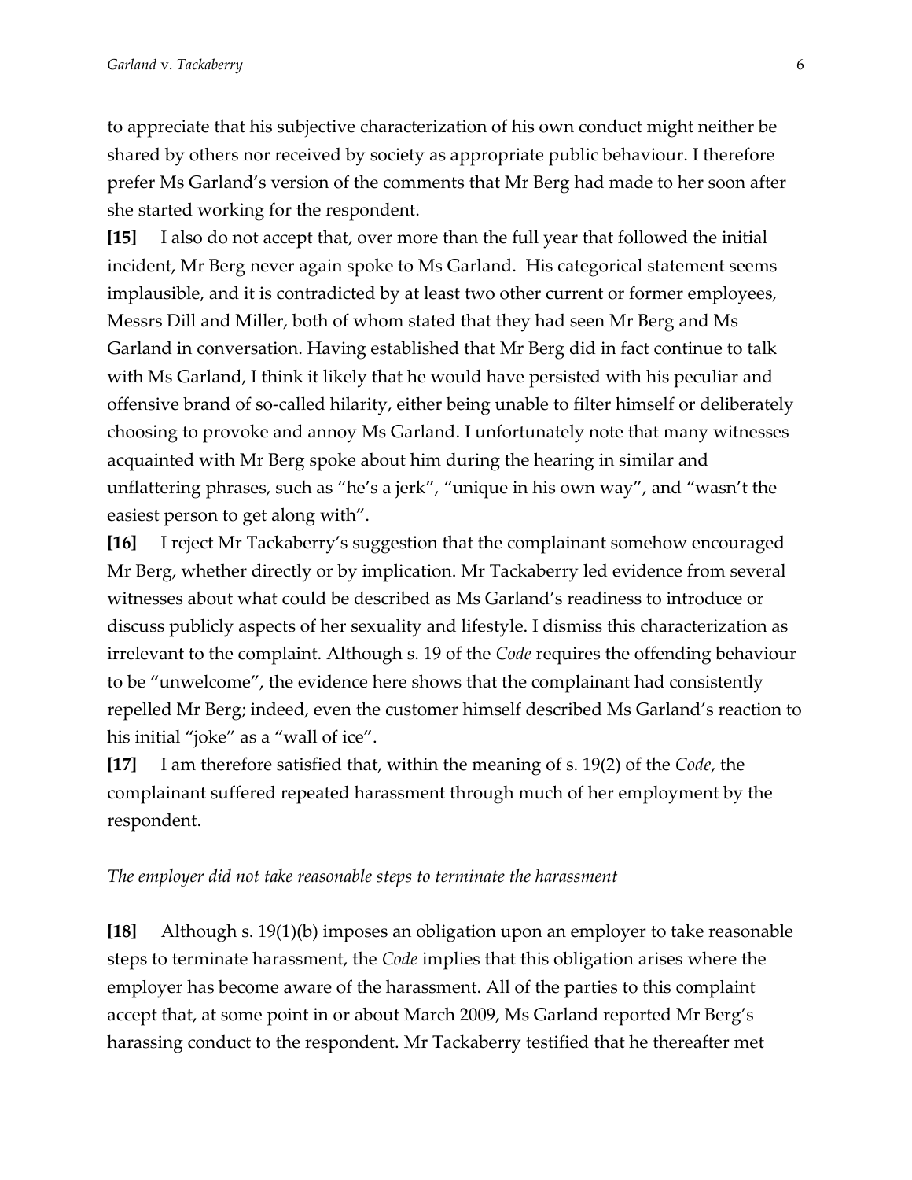to appreciate that his subjective characterization of his own conduct might neither be shared by others nor received by society as appropriate public behaviour. I therefore prefer Ms Garland's version of the comments that Mr Berg had made to her soon after she started working for the respondent.

**[15]** I also do not accept that, over more than the full year that followed the initial incident, Mr Berg never again spoke to Ms Garland. His categorical statement seems implausible, and it is contradicted by at least two other current or former employees, Messrs Dill and Miller, both of whom stated that they had seen Mr Berg and Ms Garland in conversation. Having established that Mr Berg did in fact continue to talk with Ms Garland, I think it likely that he would have persisted with his peculiar and offensive brand of so-called hilarity, either being unable to filter himself or deliberately choosing to provoke and annoy Ms Garland. I unfortunately note that many witnesses acquainted with Mr Berg spoke about him during the hearing in similar and unflattering phrases, such as "he's a jerk", "unique in his own way", and "wasn't the easiest person to get along with".

**[16]** I reject Mr Tackaberry's suggestion that the complainant somehow encouraged Mr Berg, whether directly or by implication. Mr Tackaberry led evidence from several witnesses about what could be described as Ms Garland's readiness to introduce or discuss publicly aspects of her sexuality and lifestyle. I dismiss this characterization as irrelevant to the complaint. Although s. 19 of the *Code* requires the offending behaviour to be "unwelcome", the evidence here shows that the complainant had consistently repelled Mr Berg; indeed, even the customer himself described Ms Garland's reaction to his initial "joke" as a "wall of ice".

**[17]** I am therefore satisfied that, within the meaning of s. 19(2) of the *Code*, the complainant suffered repeated harassment through much of her employment by the respondent.

*The employer did not take reasonable steps to terminate the harassment*

**[18]** Although s. 19(1)(b) imposes an obligation upon an employer to take reasonable steps to terminate harassment, the *Code* implies that this obligation arises where the employer has become aware of the harassment. All of the parties to this complaint accept that, at some point in or about March 2009, Ms Garland reported Mr Berg's harassing conduct to the respondent. Mr Tackaberry testified that he thereafter met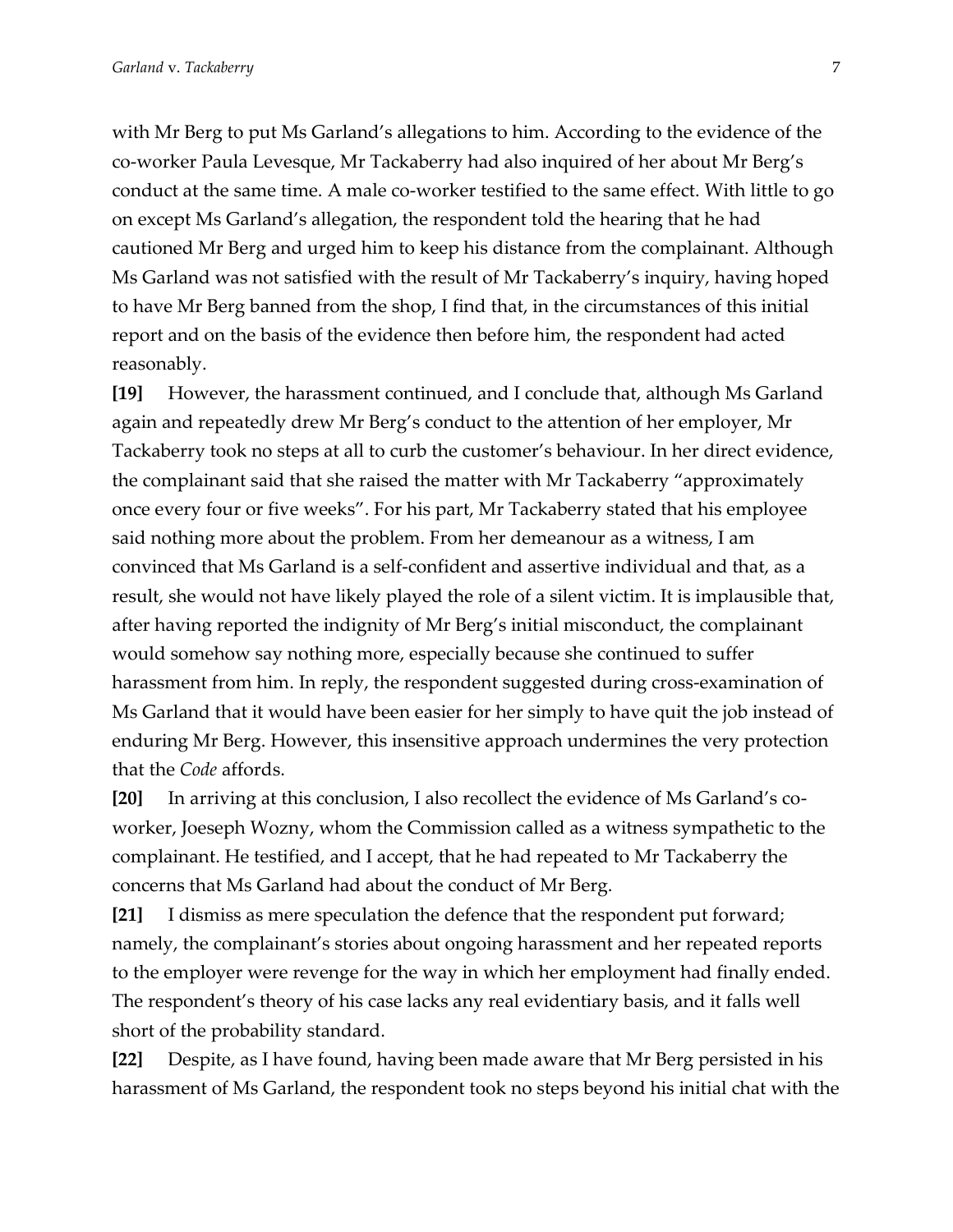with Mr Berg to put Ms Garland's allegations to him. According to the evidence of the co-worker Paula Levesque, Mr Tackaberry had also inquired of her about Mr Berg's conduct at the same time. A male co-worker testified to the same effect. With little to go on except Ms Garland's allegation, the respondent told the hearing that he had cautioned Mr Berg and urged him to keep his distance from the complainant. Although Ms Garland was not satisfied with the result of Mr Tackaberry's inquiry, having hoped to have Mr Berg banned from the shop, I find that, in the circumstances of this initial report and on the basis of the evidence then before him, the respondent had acted reasonably.

**[19]** However, the harassment continued, and I conclude that, although Ms Garland again and repeatedly drew Mr Berg's conduct to the attention of her employer, Mr Tackaberry took no steps at all to curb the customer's behaviour. In her direct evidence, the complainant said that she raised the matter with Mr Tackaberry "approximately once every four or five weeks". For his part, Mr Tackaberry stated that his employee said nothing more about the problem. From her demeanour as a witness, I am convinced that Ms Garland is a self-confident and assertive individual and that, as a result, she would not have likely played the role of a silent victim. It is implausible that, after having reported the indignity of Mr Berg's initial misconduct, the complainant would somehow say nothing more, especially because she continued to suffer harassment from him. In reply, the respondent suggested during cross-examination of Ms Garland that it would have been easier for her simply to have quit the job instead of enduring Mr Berg. However, this insensitive approach undermines the very protection that the *Code* affords.

**[20]** In arriving at this conclusion, I also recollect the evidence of Ms Garland's co-worker, Joeseph Wozny, whom the Commission called as a witness sympathetic to the complainant. He testified, and I accept, that he had repeated to Mr Tackaberry the concerns that Ms Garland had about the conduct of Mr Berg.

**[21]** I dismiss as mere speculation the defence that the respondent put forward; namely, the complainant's stories about ongoing harassment and her repeated reports to the employer were revenge for the way in which her employment had finally ended. The respondent's theory of his case lacks any real evidentiary basis, and it falls well short of the probability standard.

**[22]** Despite, as I have found, having been made aware that Mr Berg persisted in his harassment of Ms Garland, the respondent took no steps beyond his initial chat with the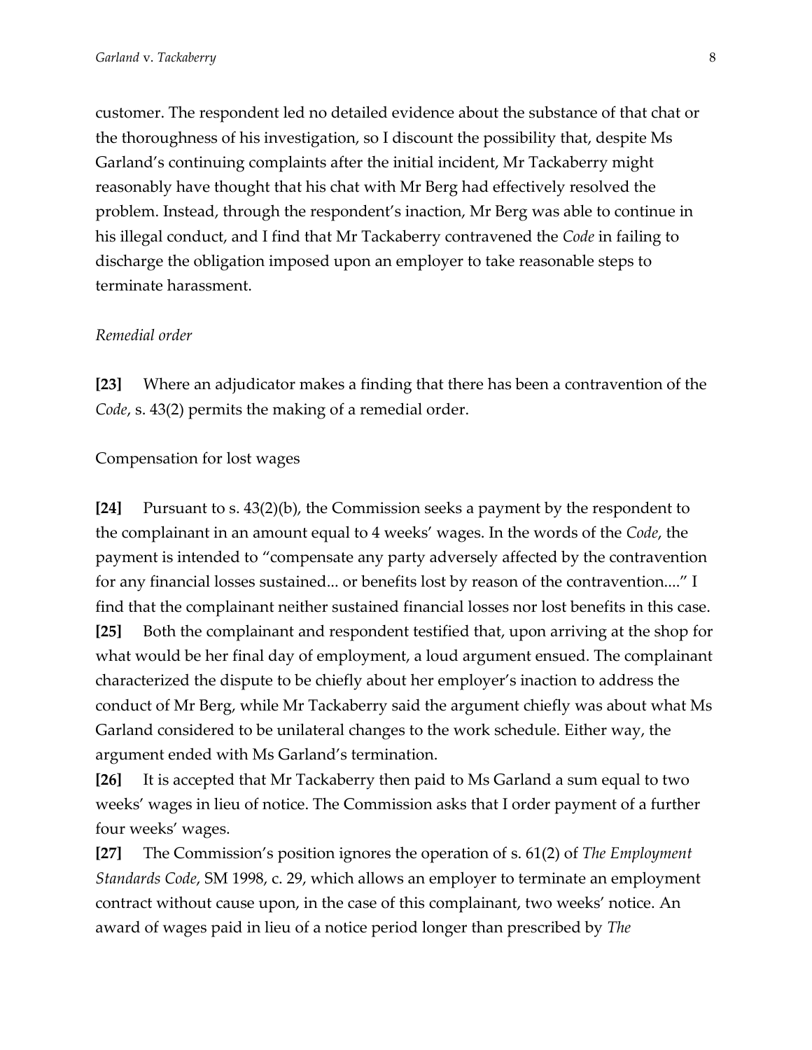customer. The respondent led no detailed evidence about the substance of that chat or the thoroughness of his investigation, so I discount the possibility that, despite Ms Garland's continuing complaints after the initial incident, Mr Tackaberry might reasonably have thought that his chat with Mr Berg had effectively resolved the problem. Instead, through the respondent's inaction, Mr Berg was able to continue in his illegal conduct, and I find that Mr Tackaberry contravened the *Code* in failing to discharge the obligation imposed upon an employer to take reasonable steps to terminate harassment.

*Remedial order*

**[23]** Where an adjudicator makes a finding that there has been a contravention of the *Code*, s. 43(2) permits the making of a remedial order.

Compensation for lost wages

**[24]** Pursuant to s. 43(2)(b), the Commission seeks a payment by the respondent to the complainant in an amount equal to 4 weeks' wages. In the words of the *Code*, the payment is intended to "compensate any party adversely affected by the contravention for any financial losses sustained... or benefits lost by reason of the contravention...." I find that the complainant neither sustained financial losses nor lost benefits in this case.

**[25]** Both the complainant and respondent testified that, upon arriving at the shop for what would be her final day of employment, a loud argument ensued. The complainant characterized the dispute to be chiefly about her employer's inaction to address the conduct of Mr Berg, while Mr Tackaberry said the argument chiefly was about what Ms Garland considered to be unilateral changes to the work schedule. Either way, the argument ended with Ms Garland's termination.

**[26]** It is accepted that Mr Tackaberry then paid to Ms Garland a sum equal to two weeks' wages in lieu of notice. The Commission asks that I order payment of a further four weeks' wages.

**[27]** The Commission's position ignores the operation of s. 61(2) of *The Employment Standards Code*, SM 1998, c. 29, which allows an employer to terminate an employment contract without cause upon, in the case of this complainant, two weeks' notice. An award of wages paid in lieu of a notice period longer than prescribed by *The*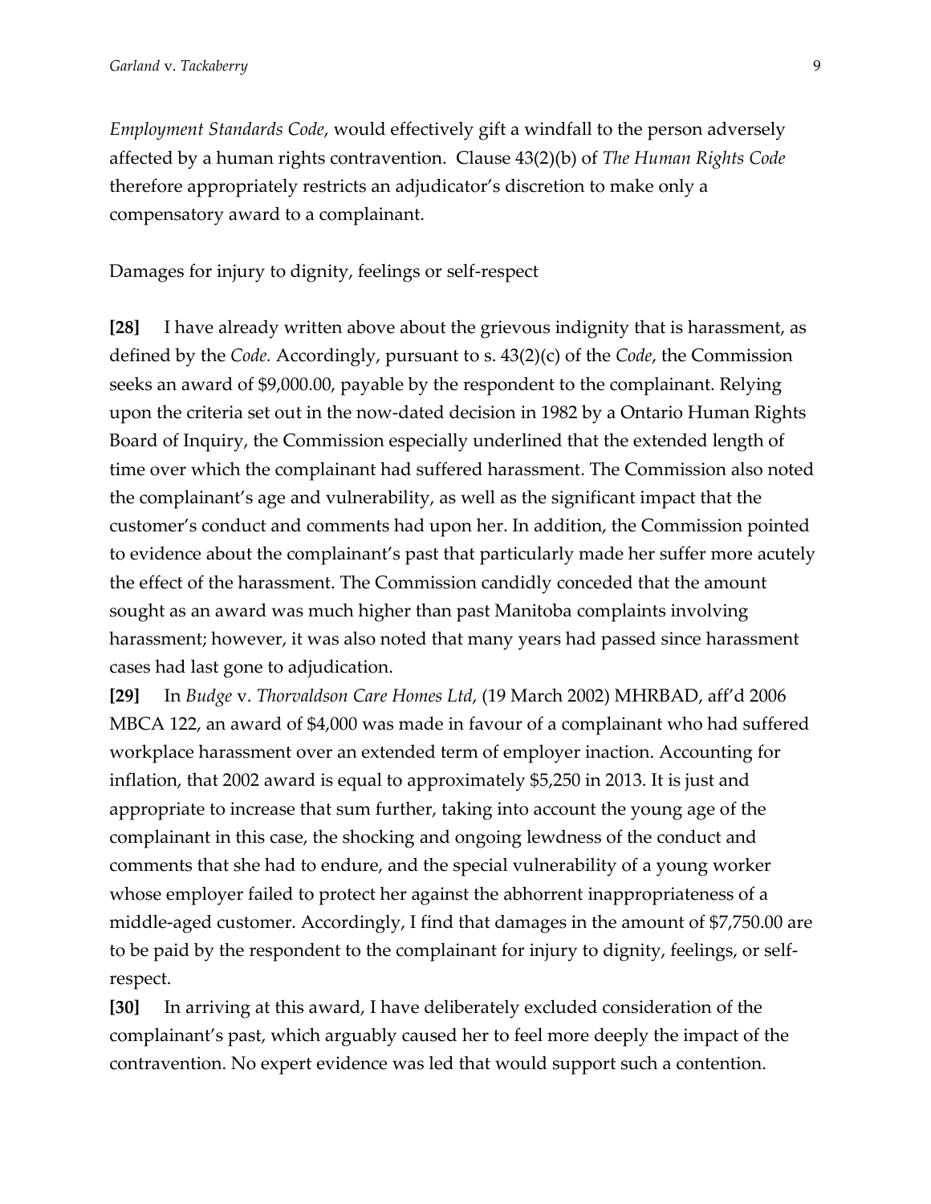*Employment Standards Code*, would effectively gift a windfall to the person adversely affected by a human rights contravention. Clause 43(2)(b) of *The Human Rights Code* therefore appropriately restricts an adjudicator's discretion to make only a compensatory award to a complainant.

Damages for injury to dignity, feelings or self-respect

**[28]** I have already written above about the grievous indignity that is harassment, as defined by the *Code.* Accordingly, pursuant to s. 43(2)(c) of the *Code*, the Commission seeks an award of $9,000.00, payable by the respondent to the complainant. Relying upon the criteria set out in the now-dated decision in 1982 by a Ontario Human Rights Board of Inquiry, the Commission especially underlined that the extended length of time over which the complainant had suffered harassment. The Commission also noted the complainant's age and vulnerability, as well as the significant impact that the customer's conduct and comments had upon her. In addition, the Commission pointed to evidence about the complainant's past that particularly made her suffer more acutely the effect of the harassment. The Commission candidly conceded that the amount sought as an award was much higher than past Manitoba complaints involving harassment; however, it was also noted that many years had passed since harassment cases had last gone to adjudication.

**[29]** In *Budge* v. *Thorvaldson Care Homes Ltd*, (19 March 2002) MHRBAD, aff'd 2006 MBCA 122, an award of $4,000 was made in favour of a complainant who had suffered workplace harassment over an extended term of employer inaction. Accounting for inflation, that 2002 award is equal to approximately $5,250 in 2013. It is just and appropriate to increase that sum further, taking into account the young age of the complainant in this case, the shocking and ongoing lewdness of the conduct and comments that she had to endure, and the special vulnerability of a young worker whose employer failed to protect her against the abhorrent inappropriateness of a middle-aged customer. Accordingly, I find that damages in the amount of $7,750.00 are to be paid by the respondent to the complainant for injury to dignity, feelings, or self-respect.

**[30]** In arriving at this award, I have deliberately excluded consideration of the complainant's past, which arguably caused her to feel more deeply the impact of the contravention. No expert evidence was led that would support such a contention.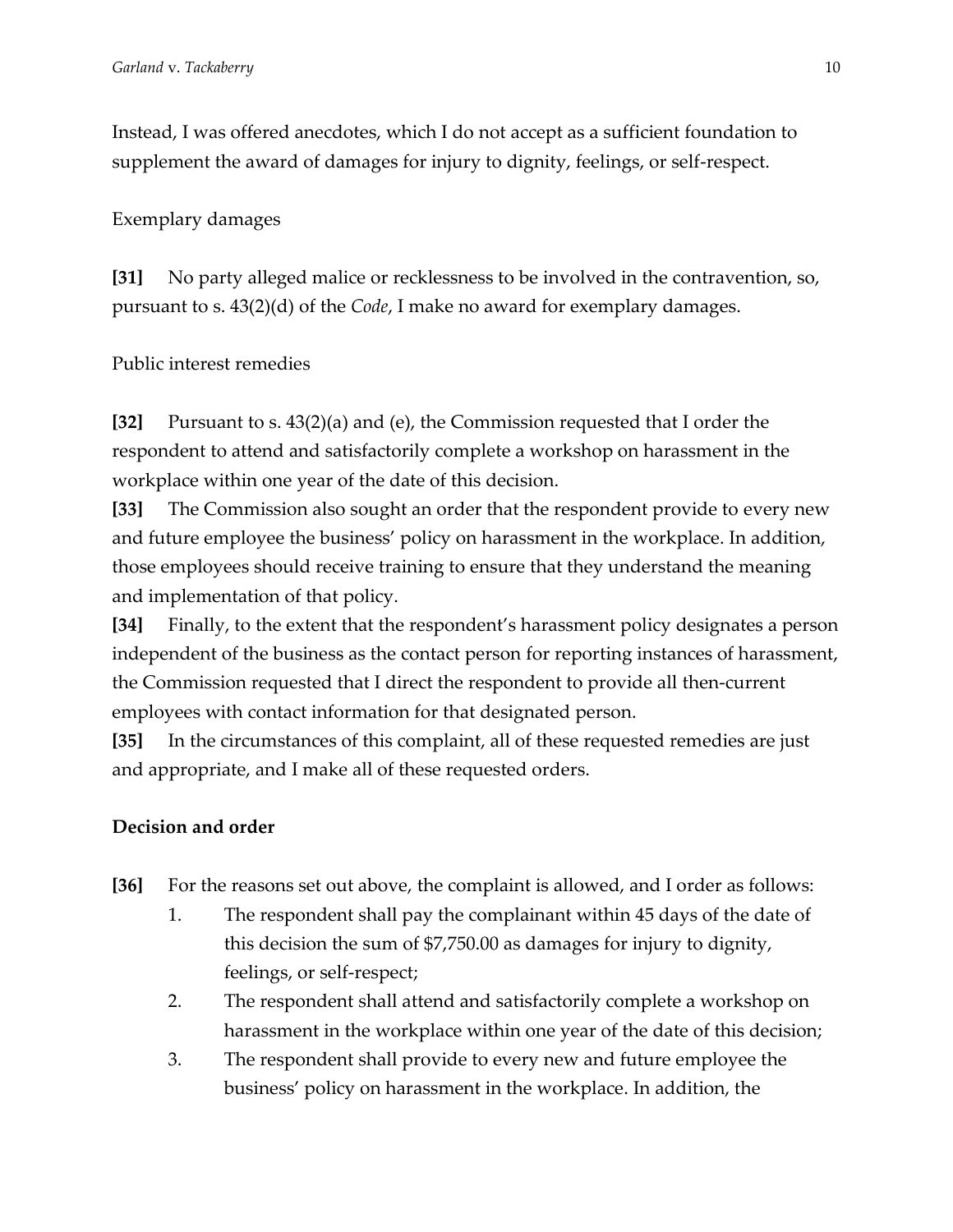Instead, I was offered anecdotes, which I do not accept as a sufficient foundation to supplement the award of damages for injury to dignity, feelings, or self-respect.

Exemplary damages

**[31]** No party alleged malice or recklessness to be involved in the contravention, so, pursuant to s. 43(2)(d) of the *Code*, I make no award for exemplary damages.

Public interest remedies

**[32]** Pursuant to s. 43(2)(a) and (e), the Commission requested that I order the respondent to attend and satisfactorily complete a workshop on harassment in the workplace within one year of the date of this decision.

**[33]** The Commission also sought an order that the respondent provide to every new and future employee the business' policy on harassment in the workplace. In addition, those employees should receive training to ensure that they understand the meaning and implementation of that policy.

**[34]** Finally, to the extent that the respondent's harassment policy designates a person independent of the business as the contact person for reporting instances of harassment, the Commission requested that I direct the respondent to provide all then-current employees with contact information for that designated person.

**[35]** In the circumstances of this complaint, all of these requested remedies are just and appropriate, and I make all of these requested orders.

## Decision and order

**[36]** For the reasons set out above, the complaint is allowed, and I order as follows:

1. The respondent shall pay the complainant within 45 days of the date of this decision the sum of $7,750.00 as damages for injury to dignity, feelings, or self-respect;
2. The respondent shall attend and satisfactorily complete a workshop on harassment in the workplace within one year of the date of this decision;
3. The respondent shall provide to every new and future employee the business' policy on harassment in the workplace. In addition, the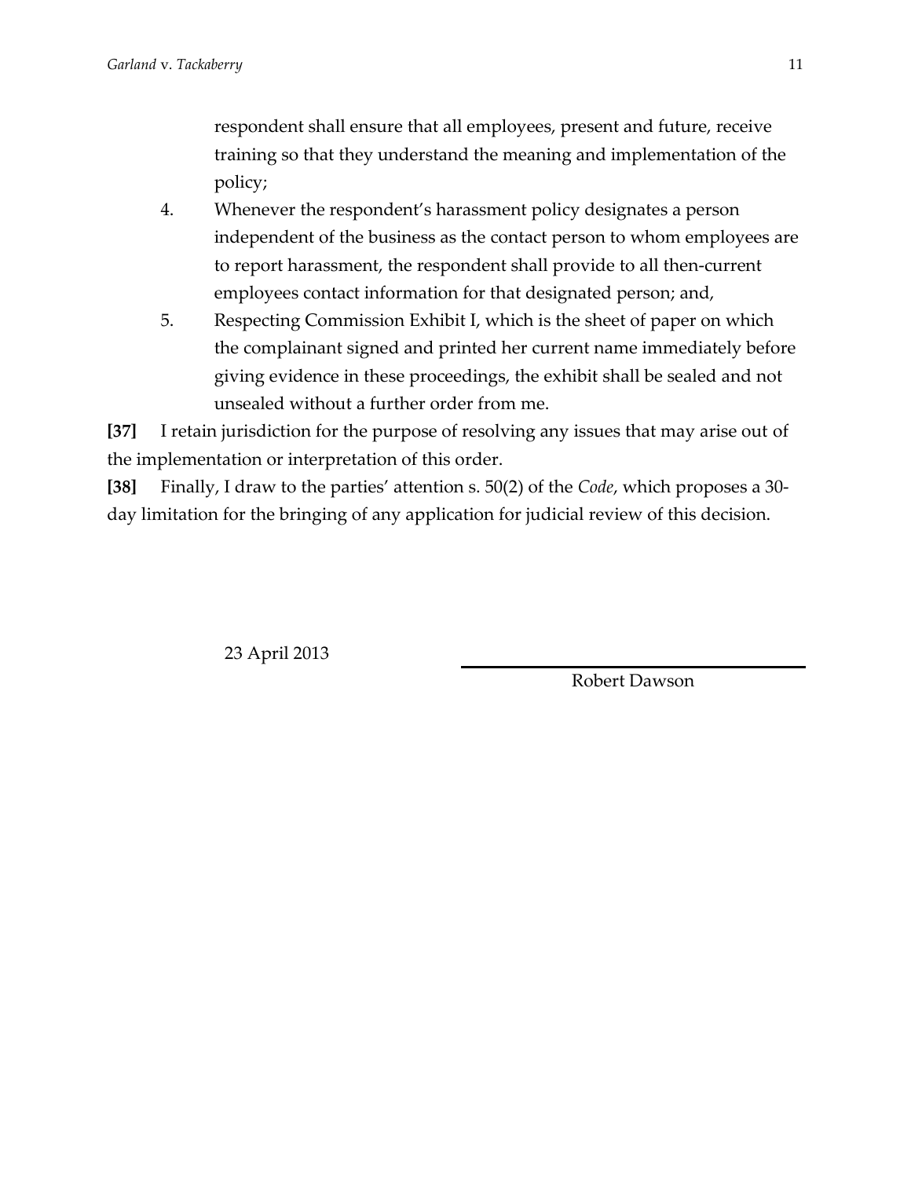respondent shall ensure that all employees, present and future, receive training so that they understand the meaning and implementation of the policy;

4. Whenever the respondent's harassment policy designates a person independent of the business as the contact person to whom employees are to report harassment, the respondent shall provide to all then-current employees contact information for that designated person; and,

5. Respecting Commission Exhibit I, which is the sheet of paper on which the complainant signed and printed her current name immediately before giving evidence in these proceedings, the exhibit shall be sealed and not unsealed without a further order from me.

**[37]** I retain jurisdiction for the purpose of resolving any issues that may arise out of the implementation or interpretation of this order.

**[38]** Finally, I draw to the parties' attention s. 50(2) of the *Code*, which proposes a 30-day limitation for the bringing of any application for judicial review of this decision.

23 April 2013

Robert Dawson